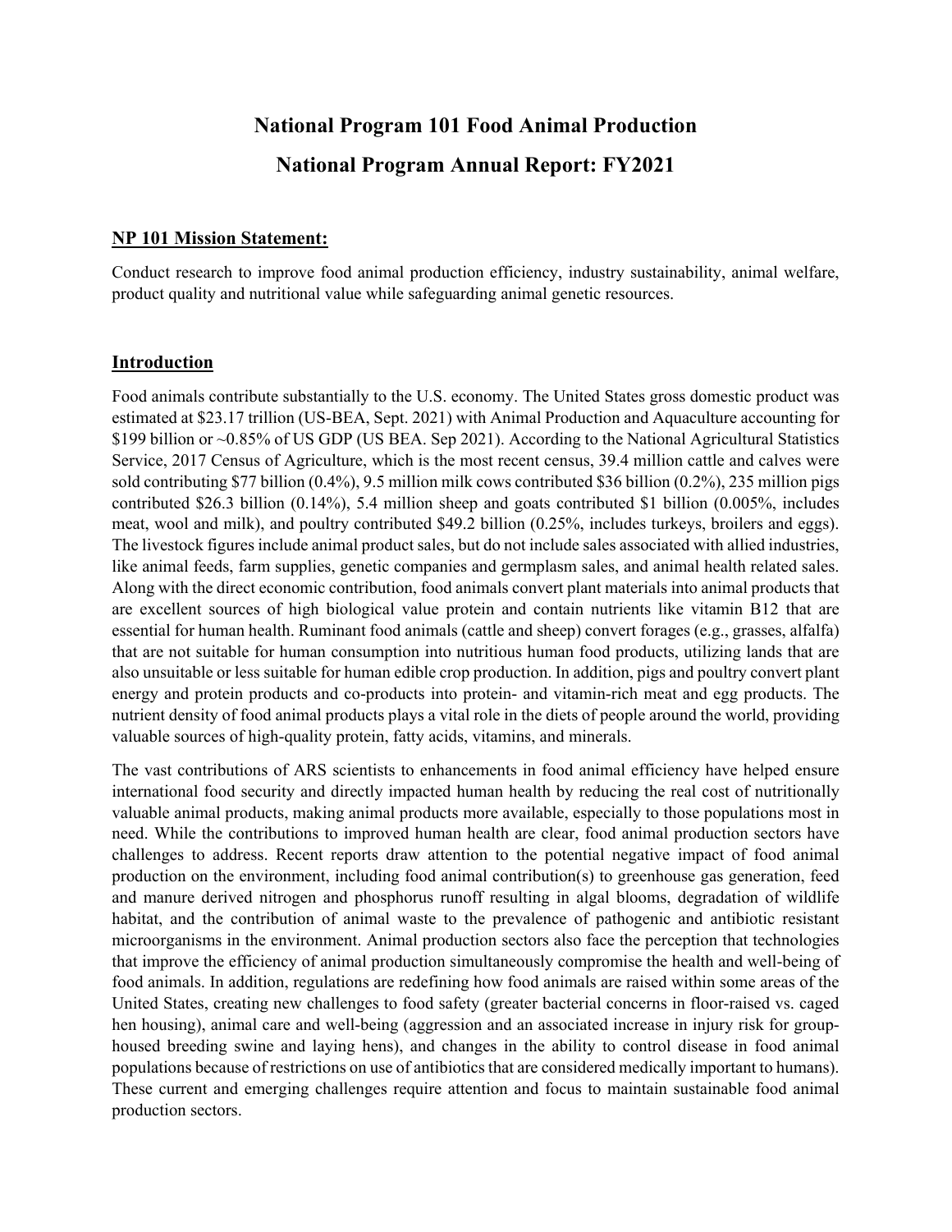# National Program 101 Food Animal Production

# National Program Annual Report: FY2021

## NP 101 Mission Statement:

Conduct research to improve food animal production efficiency, industry sustainability, animal welfare, product quality and nutritional value while safeguarding animal genetic resources.

## Introduction

Food animals contribute substantially to the U.S. economy. The United States gross domestic product was estimated at $23.17 trillion (US-BEA, Sept. 2021) with Animal Production and Aquaculture accounting for $199 billion or ~0.85% of US GDP (US BEA. Sep 2021). According to the National Agricultural Statistics Service, 2017 Census of Agriculture, which is the most recent census, 39.4 million cattle and calves were sold contributing $77 billion (0.4%), 9.5 million milk cows contributed $36 billion (0.2%), 235 million pigs contributed $26.3 billion (0.14%), 5.4 million sheep and goats contributed $1 billion (0.005%, includes meat, wool and milk), and poultry contributed $49.2 billion (0.25%, includes turkeys, broilers and eggs). The livestock figures include animal product sales, but do not include sales associated with allied industries, like animal feeds, farm supplies, genetic companies and germplasm sales, and animal health related sales. Along with the direct economic contribution, food animals convert plant materials into animal products that are excellent sources of high biological value protein and contain nutrients like vitamin B12 that are essential for human health. Ruminant food animals (cattle and sheep) convert forages (e.g., grasses, alfalfa) that are not suitable for human consumption into nutritious human food products, utilizing lands that are also unsuitable or less suitable for human edible crop production. In addition, pigs and poultry convert plant energy and protein products and co-products into protein- and vitamin-rich meat and egg products. The nutrient density of food animal products plays a vital role in the diets of people around the world, providing valuable sources of high-quality protein, fatty acids, vitamins, and minerals.

The vast contributions of ARS scientists to enhancements in food animal efficiency have helped ensure international food security and directly impacted human health by reducing the real cost of nutritionally valuable animal products, making animal products more available, especially to those populations most in need. While the contributions to improved human health are clear, food animal production sectors have challenges to address. Recent reports draw attention to the potential negative impact of food animal production on the environment, including food animal contribution(s) to greenhouse gas generation, feed and manure derived nitrogen and phosphorus runoff resulting in algal blooms, degradation of wildlife habitat, and the contribution of animal waste to the prevalence of pathogenic and antibiotic resistant microorganisms in the environment. Animal production sectors also face the perception that technologies that improve the efficiency of animal production simultaneously compromise the health and well-being of food animals. In addition, regulations are redefining how food animals are raised within some areas of the United States, creating new challenges to food safety (greater bacterial concerns in floor-raised vs. caged hen housing), animal care and well-being (aggression and an associated increase in injury risk for group-housed breeding swine and laying hens), and changes in the ability to control disease in food animal populations because of restrictions on use of antibiotics that are considered medically important to humans). These current and emerging challenges require attention and focus to maintain sustainable food animal production sectors.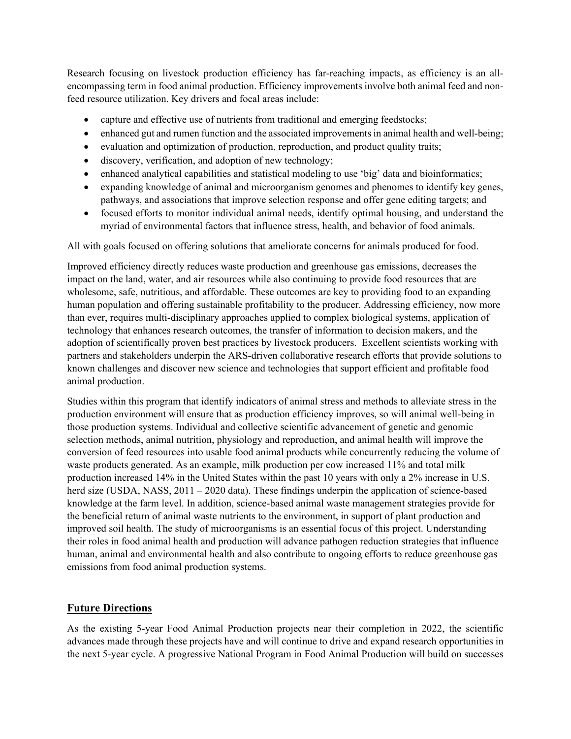Research focusing on livestock production efficiency has far-reaching impacts, as efficiency is an all-encompassing term in food animal production. Efficiency improvements involve both animal feed and non-feed resource utilization. Key drivers and focal areas include:

- capture and effective use of nutrients from traditional and emerging feedstocks;
- enhanced gut and rumen function and the associated improvements in animal health and well-being;
- evaluation and optimization of production, reproduction, and product quality traits;
- discovery, verification, and adoption of new technology;
- enhanced analytical capabilities and statistical modeling to use 'big' data and bioinformatics;
- expanding knowledge of animal and microorganism genomes and phenomes to identify key genes, pathways, and associations that improve selection response and offer gene editing targets; and
- focused efforts to monitor individual animal needs, identify optimal housing, and understand the myriad of environmental factors that influence stress, health, and behavior of food animals.

All with goals focused on offering solutions that ameliorate concerns for animals produced for food.

Improved efficiency directly reduces waste production and greenhouse gas emissions, decreases the impact on the land, water, and air resources while also continuing to provide food resources that are wholesome, safe, nutritious, and affordable. These outcomes are key to providing food to an expanding human population and offering sustainable profitability to the producer. Addressing efficiency, now more than ever, requires multi-disciplinary approaches applied to complex biological systems, application of technology that enhances research outcomes, the transfer of information to decision makers, and the adoption of scientifically proven best practices by livestock producers. Excellent scientists working with partners and stakeholders underpin the ARS-driven collaborative research efforts that provide solutions to known challenges and discover new science and technologies that support efficient and profitable food animal production.

Studies within this program that identify indicators of animal stress and methods to alleviate stress in the production environment will ensure that as production efficiency improves, so will animal well-being in those production systems. Individual and collective scientific advancement of genetic and genomic selection methods, animal nutrition, physiology and reproduction, and animal health will improve the conversion of feed resources into usable food animal products while concurrently reducing the volume of waste products generated. As an example, milk production per cow increased 11% and total milk production increased 14% in the United States within the past 10 years with only a 2% increase in U.S. herd size (USDA, NASS, 2011 – 2020 data). These findings underpin the application of science-based knowledge at the farm level. In addition, science-based animal waste management strategies provide for the beneficial return of animal waste nutrients to the environment, in support of plant production and improved soil health. The study of microorganisms is an essential focus of this project. Understanding their roles in food animal health and production will advance pathogen reduction strategies that influence human, animal and environmental health and also contribute to ongoing efforts to reduce greenhouse gas emissions from food animal production systems.

## Future Directions

As the existing 5-year Food Animal Production projects near their completion in 2022, the scientific advances made through these projects have and will continue to drive and expand research opportunities in the next 5-year cycle. A progressive National Program in Food Animal Production will build on successes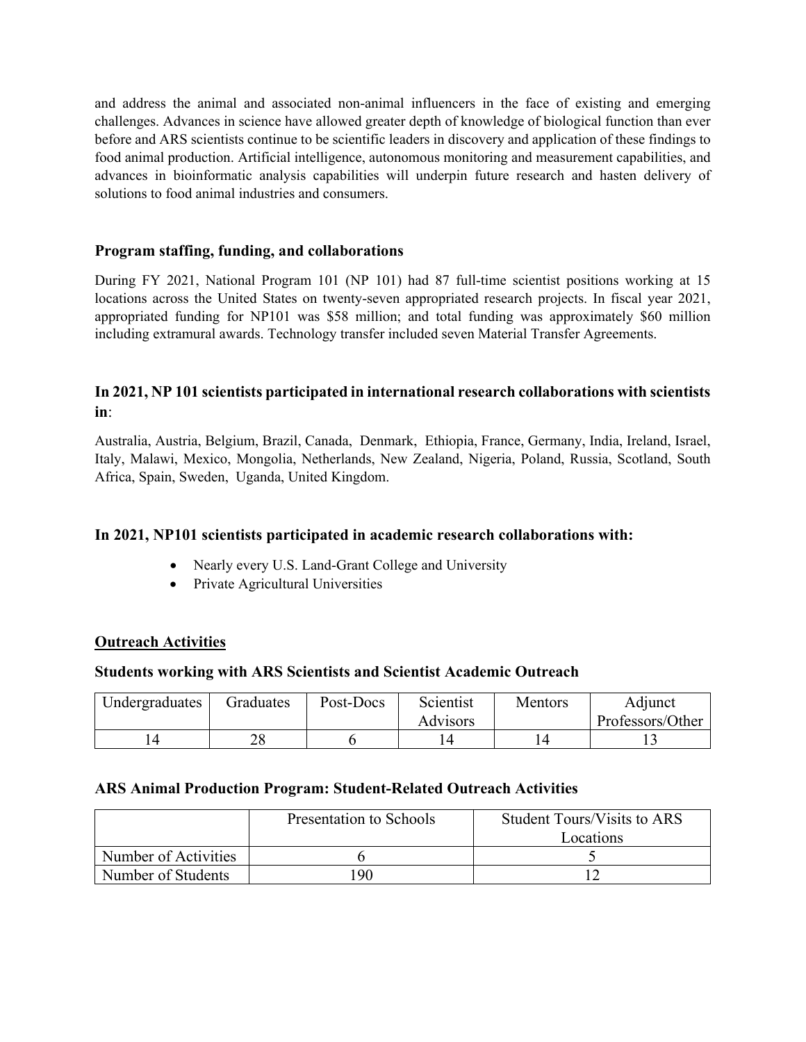and address the animal and associated non-animal influencers in the face of existing and emerging challenges. Advances in science have allowed greater depth of knowledge of biological function than ever before and ARS scientists continue to be scientific leaders in discovery and application of these findings to food animal production. Artificial intelligence, autonomous monitoring and measurement capabilities, and advances in bioinformatic analysis capabilities will underpin future research and hasten delivery of solutions to food animal industries and consumers.

### Program staffing, funding, and collaborations

During FY 2021, National Program 101 (NP 101) had 87 full-time scientist positions working at 15 locations across the United States on twenty-seven appropriated research projects. In fiscal year 2021, appropriated funding for NP101 was $58 million; and total funding was approximately $60 million including extramural awards. Technology transfer included seven Material Transfer Agreements.

### In 2021, NP 101 scientists participated in international research collaborations with scientists in:

Australia, Austria, Belgium, Brazil, Canada, Denmark, Ethiopia, France, Germany, India, Ireland, Israel, Italy, Malawi, Mexico, Mongolia, Netherlands, New Zealand, Nigeria, Poland, Russia, Scotland, South Africa, Spain, Sweden, Uganda, United Kingdom.

### In 2021, NP101 scientists participated in academic research collaborations with:

- Nearly every U.S. Land-Grant College and University
- Private Agricultural Universities

### Outreach Activities

#### Students working with ARS Scientists and Scientist Academic Outreach

| Undergraduates | Graduates | Post-Docs | Scientist Advisors | Mentors | Adjunct Professors/Other |
|---|---|---|---|---|---|
| 14 | 28 | 6 | 14 | 14 | 13 |

#### ARS Animal Production Program: Student-Related Outreach Activities

| | Presentation to Schools | Student Tours/Visits to ARS Locations |
|---|---|---|
| Number of Activities | 6 | 5 |
| Number of Students | 190 | 12 |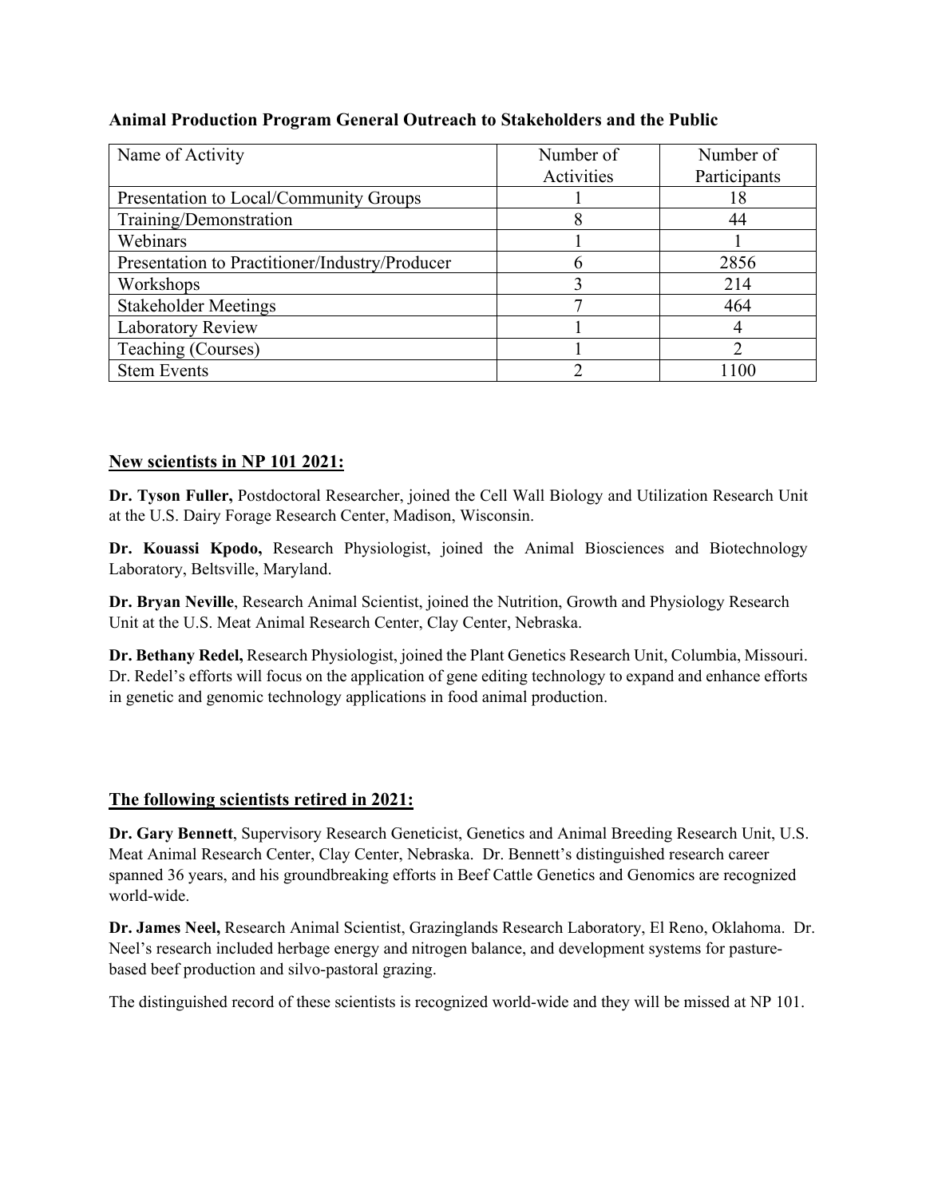**Animal Production Program General Outreach to Stakeholders and the Public**

| Name of Activity | Number of Activities | Number of Participants |
|---|---|---|
| Presentation to Local/Community Groups | 1 | 18 |
| Training/Demonstration | 8 | 44 |
| Webinars | 1 | 1 |
| Presentation to Practitioner/Industry/Producer | 6 | 2856 |
| Workshops | 3 | 214 |
| Stakeholder Meetings | 7 | 464 |
| Laboratory Review | 1 | 4 |
| Teaching (Courses) | 1 | 2 |
| Stem Events | 2 | 1100 |

## <u>New scientists in NP 101 2021:</u>

**Dr. Tyson Fuller,** Postdoctoral Researcher, joined the Cell Wall Biology and Utilization Research Unit at the U.S. Dairy Forage Research Center, Madison, Wisconsin.

**Dr. Kouassi Kpodo,** Research Physiologist, joined the Animal Biosciences and Biotechnology Laboratory, Beltsville, Maryland.

**Dr. Bryan Neville**, Research Animal Scientist, joined the Nutrition, Growth and Physiology Research Unit at the U.S. Meat Animal Research Center, Clay Center, Nebraska.

**Dr. Bethany Redel,** Research Physiologist, joined the Plant Genetics Research Unit, Columbia, Missouri. Dr. Redel's efforts will focus on the application of gene editing technology to expand and enhance efforts in genetic and genomic technology applications in food animal production.

## <u>The following scientists retired in 2021:</u>

**Dr. Gary Bennett**, Supervisory Research Geneticist, Genetics and Animal Breeding Research Unit, U.S. Meat Animal Research Center, Clay Center, Nebraska. Dr. Bennett's distinguished research career spanned 36 years, and his groundbreaking efforts in Beef Cattle Genetics and Genomics are recognized world-wide.

**Dr. James Neel,** Research Animal Scientist, Grazinglands Research Laboratory, El Reno, Oklahoma. Dr. Neel's research included herbage energy and nitrogen balance, and development systems for pasture-based beef production and silvo-pastoral grazing.

The distinguished record of these scientists is recognized world-wide and they will be missed at NP 101.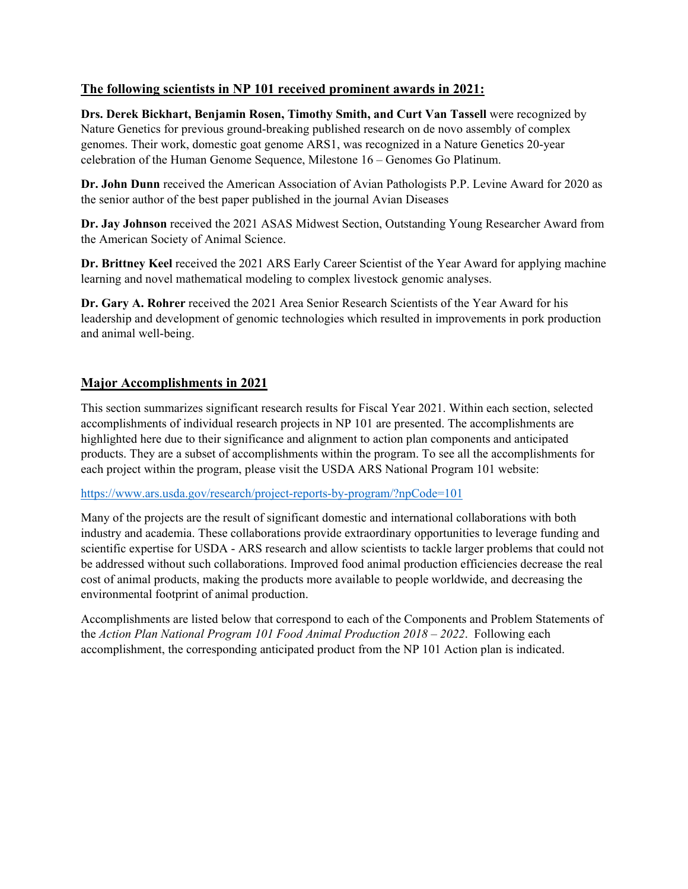## The following scientists in NP 101 received prominent awards in 2021:

**Drs. Derek Bickhart, Benjamin Rosen, Timothy Smith, and Curt Van Tassell** were recognized by Nature Genetics for previous ground-breaking published research on de novo assembly of complex genomes. Their work, domestic goat genome ARS1, was recognized in a Nature Genetics 20-year celebration of the Human Genome Sequence, Milestone 16 – Genomes Go Platinum.

**Dr. John Dunn** received the American Association of Avian Pathologists P.P. Levine Award for 2020 as the senior author of the best paper published in the journal Avian Diseases

**Dr. Jay Johnson** received the 2021 ASAS Midwest Section, Outstanding Young Researcher Award from the American Society of Animal Science.

**Dr. Brittney Keel** received the 2021 ARS Early Career Scientist of the Year Award for applying machine learning and novel mathematical modeling to complex livestock genomic analyses.

**Dr. Gary A. Rohrer** received the 2021 Area Senior Research Scientists of the Year Award for his leadership and development of genomic technologies which resulted in improvements in pork production and animal well-being.

## Major Accomplishments in 2021

This section summarizes significant research results for Fiscal Year 2021. Within each section, selected accomplishments of individual research projects in NP 101 are presented. The accomplishments are highlighted here due to their significance and alignment to action plan components and anticipated products. They are a subset of accomplishments within the program. To see all the accomplishments for each project within the program, please visit the USDA ARS National Program 101 website:

https://www.ars.usda.gov/research/project-reports-by-program/?npCode=101

Many of the projects are the result of significant domestic and international collaborations with both industry and academia. These collaborations provide extraordinary opportunities to leverage funding and scientific expertise for USDA - ARS research and allow scientists to tackle larger problems that could not be addressed without such collaborations. Improved food animal production efficiencies decrease the real cost of animal products, making the products more available to people worldwide, and decreasing the environmental footprint of animal production.

Accomplishments are listed below that correspond to each of the Components and Problem Statements of the *Action Plan National Program 101 Food Animal Production 2018 – 2022*. Following each accomplishment, the corresponding anticipated product from the NP 101 Action plan is indicated.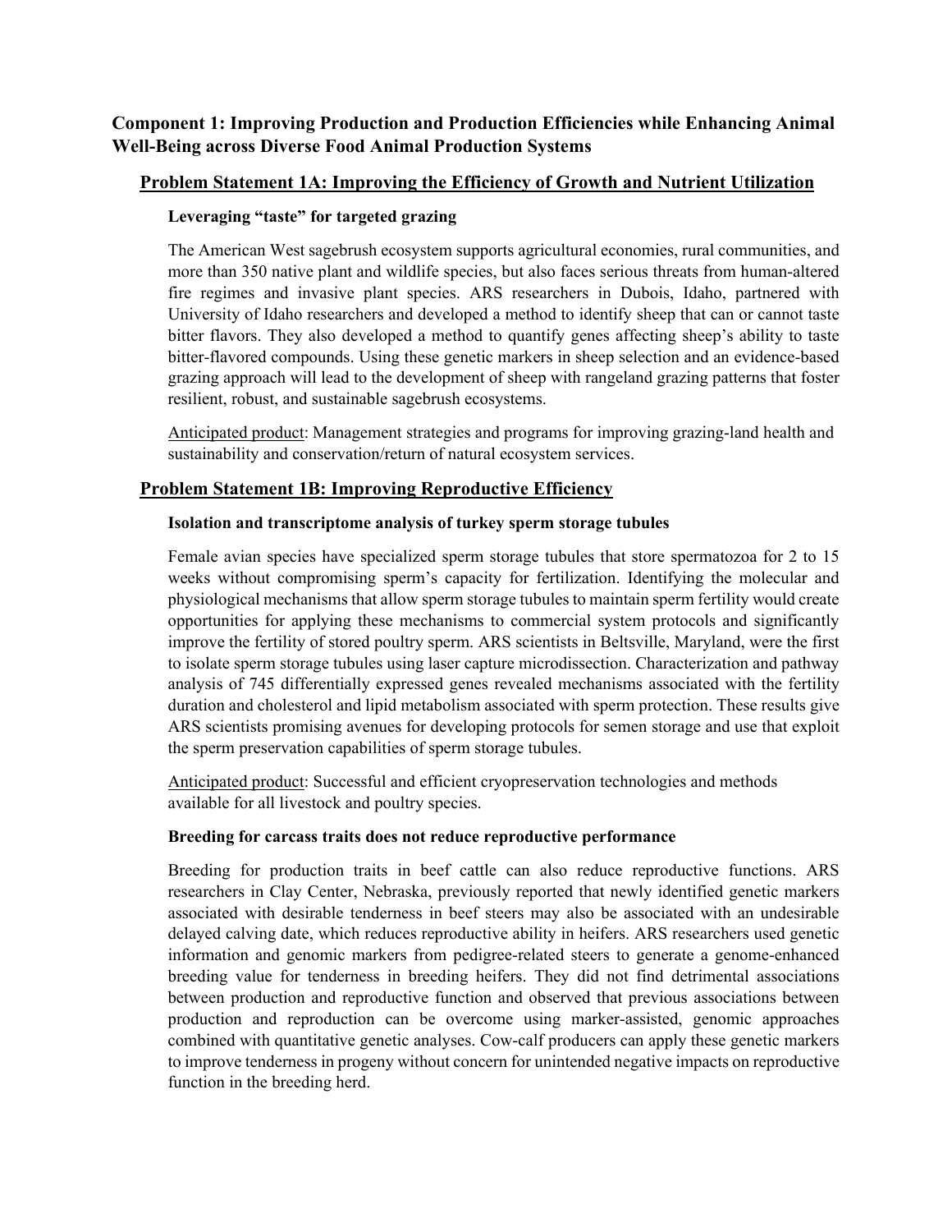## Component 1: Improving Production and Production Efficiencies while Enhancing Animal Well-Being across Diverse Food Animal Production Systems

### Problem Statement 1A: Improving the Efficiency of Growth and Nutrient Utilization

#### Leveraging "taste" for targeted grazing

The American West sagebrush ecosystem supports agricultural economies, rural communities, and more than 350 native plant and wildlife species, but also faces serious threats from human-altered fire regimes and invasive plant species. ARS researchers in Dubois, Idaho, partnered with University of Idaho researchers and developed a method to identify sheep that can or cannot taste bitter flavors. They also developed a method to quantify genes affecting sheep's ability to taste bitter-flavored compounds. Using these genetic markers in sheep selection and an evidence-based grazing approach will lead to the development of sheep with rangeland grazing patterns that foster resilient, robust, and sustainable sagebrush ecosystems.

Anticipated product: Management strategies and programs for improving grazing-land health and sustainability and conservation/return of natural ecosystem services.

### Problem Statement 1B: Improving Reproductive Efficiency

#### Isolation and transcriptome analysis of turkey sperm storage tubules

Female avian species have specialized sperm storage tubules that store spermatozoa for 2 to 15 weeks without compromising sperm's capacity for fertilization. Identifying the molecular and physiological mechanisms that allow sperm storage tubules to maintain sperm fertility would create opportunities for applying these mechanisms to commercial system protocols and significantly improve the fertility of stored poultry sperm. ARS scientists in Beltsville, Maryland, were the first to isolate sperm storage tubules using laser capture microdissection. Characterization and pathway analysis of 745 differentially expressed genes revealed mechanisms associated with the fertility duration and cholesterol and lipid metabolism associated with sperm protection. These results give ARS scientists promising avenues for developing protocols for semen storage and use that exploit the sperm preservation capabilities of sperm storage tubules.

Anticipated product: Successful and efficient cryopreservation technologies and methods available for all livestock and poultry species.

#### Breeding for carcass traits does not reduce reproductive performance

Breeding for production traits in beef cattle can also reduce reproductive functions. ARS researchers in Clay Center, Nebraska, previously reported that newly identified genetic markers associated with desirable tenderness in beef steers may also be associated with an undesirable delayed calving date, which reduces reproductive ability in heifers. ARS researchers used genetic information and genomic markers from pedigree-related steers to generate a genome-enhanced breeding value for tenderness in breeding heifers. They did not find detrimental associations between production and reproductive function and observed that previous associations between production and reproduction can be overcome using marker-assisted, genomic approaches combined with quantitative genetic analyses. Cow-calf producers can apply these genetic markers to improve tenderness in progeny without concern for unintended negative impacts on reproductive function in the breeding herd.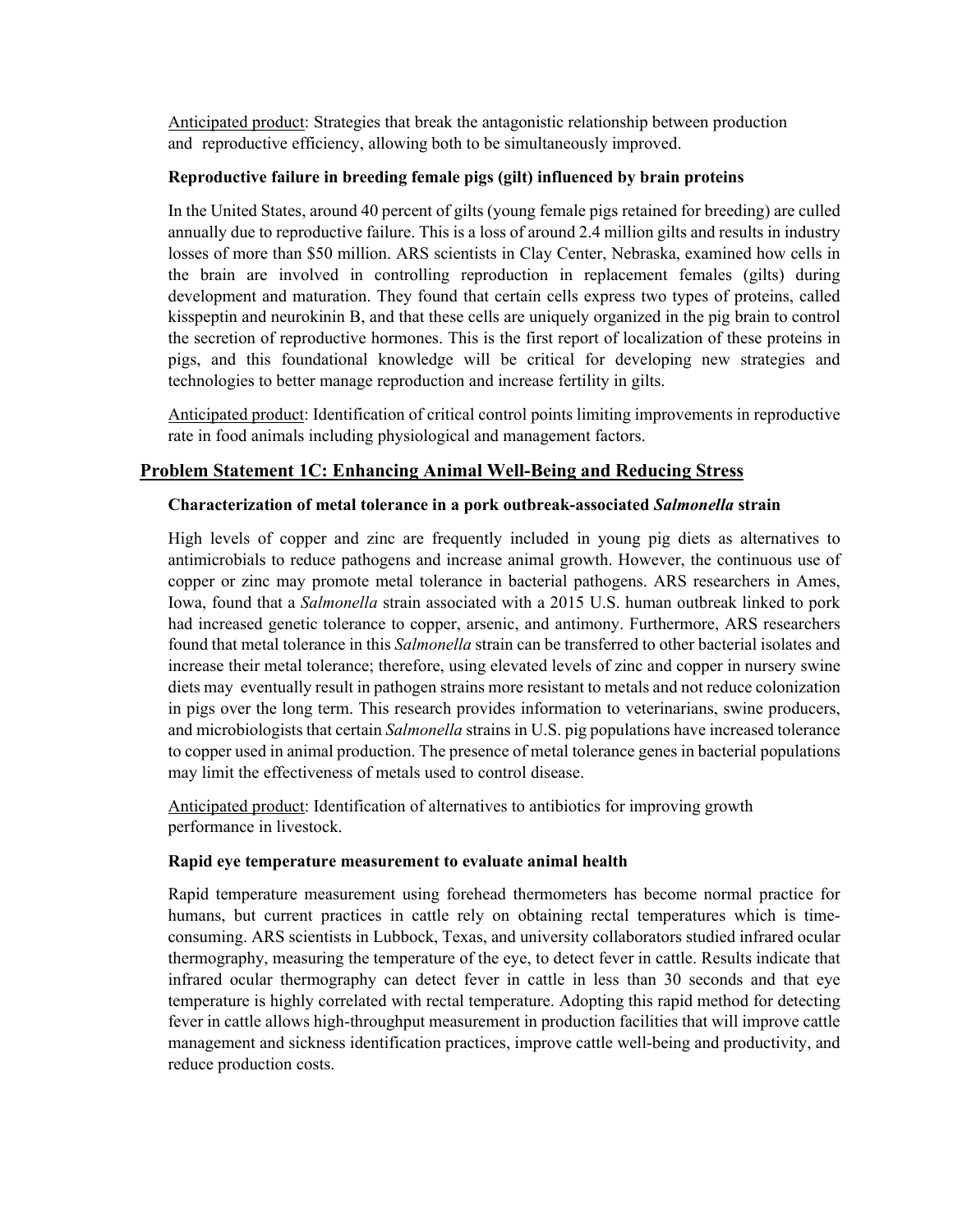Anticipated product: Strategies that break the antagonistic relationship between production and reproductive efficiency, allowing both to be simultaneously improved.

**Reproductive failure in breeding female pigs (gilt) influenced by brain proteins**

In the United States, around 40 percent of gilts (young female pigs retained for breeding) are culled annually due to reproductive failure. This is a loss of around 2.4 million gilts and results in industry losses of more than $50 million. ARS scientists in Clay Center, Nebraska, examined how cells in the brain are involved in controlling reproduction in replacement females (gilts) during development and maturation. They found that certain cells express two types of proteins, called kisspeptin and neurokinin B, and that these cells are uniquely organized in the pig brain to control the secretion of reproductive hormones. This is the first report of localization of these proteins in pigs, and this foundational knowledge will be critical for developing new strategies and technologies to better manage reproduction and increase fertility in gilts.

Anticipated product: Identification of critical control points limiting improvements in reproductive rate in food animals including physiological and management factors.

## Problem Statement 1C: Enhancing Animal Well-Being and Reducing Stress

**Characterization of metal tolerance in a pork outbreak-associated *Salmonella* strain**

High levels of copper and zinc are frequently included in young pig diets as alternatives to antimicrobials to reduce pathogens and increase animal growth. However, the continuous use of copper or zinc may promote metal tolerance in bacterial pathogens. ARS researchers in Ames, Iowa, found that a *Salmonella* strain associated with a 2015 U.S. human outbreak linked to pork had increased genetic tolerance to copper, arsenic, and antimony. Furthermore, ARS researchers found that metal tolerance in this *Salmonella* strain can be transferred to other bacterial isolates and increase their metal tolerance; therefore, using elevated levels of zinc and copper in nursery swine diets may eventually result in pathogen strains more resistant to metals and not reduce colonization in pigs over the long term. This research provides information to veterinarians, swine producers, and microbiologists that certain *Salmonella* strains in U.S. pig populations have increased tolerance to copper used in animal production. The presence of metal tolerance genes in bacterial populations may limit the effectiveness of metals used to control disease.

Anticipated product: Identification of alternatives to antibiotics for improving growth performance in livestock.

**Rapid eye temperature measurement to evaluate animal health**

Rapid temperature measurement using forehead thermometers has become normal practice for humans, but current practices in cattle rely on obtaining rectal temperatures which is time-consuming. ARS scientists in Lubbock, Texas, and university collaborators studied infrared ocular thermography, measuring the temperature of the eye, to detect fever in cattle. Results indicate that infrared ocular thermography can detect fever in cattle in less than 30 seconds and that eye temperature is highly correlated with rectal temperature. Adopting this rapid method for detecting fever in cattle allows high-throughput measurement in production facilities that will improve cattle management and sickness identification practices, improve cattle well-being and productivity, and reduce production costs.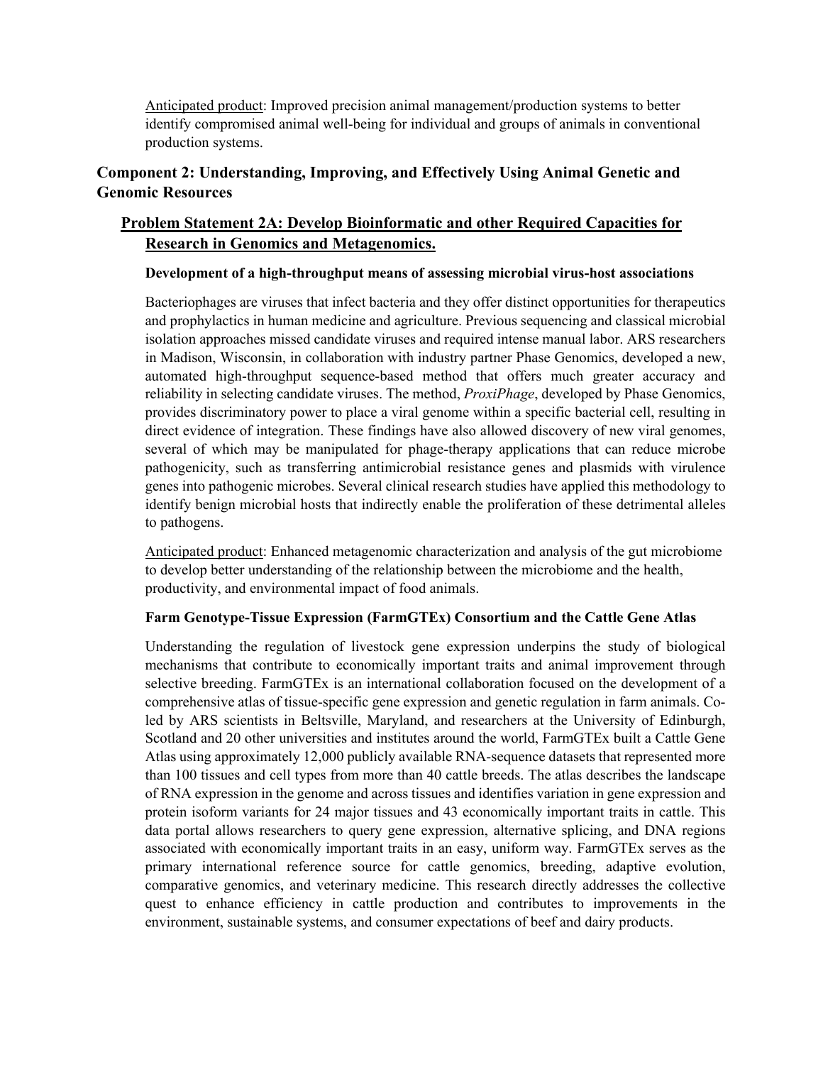Anticipated product: Improved precision animal management/production systems to better identify compromised animal well-being for individual and groups of animals in conventional production systems.

## Component 2: Understanding, Improving, and Effectively Using Animal Genetic and Genomic Resources

### Problem Statement 2A: Develop Bioinformatic and other Required Capacities for Research in Genomics and Metagenomics.

#### Development of a high-throughput means of assessing microbial virus-host associations

Bacteriophages are viruses that infect bacteria and they offer distinct opportunities for therapeutics and prophylactics in human medicine and agriculture. Previous sequencing and classical microbial isolation approaches missed candidate viruses and required intense manual labor. ARS researchers in Madison, Wisconsin, in collaboration with industry partner Phase Genomics, developed a new, automated high-throughput sequence-based method that offers much greater accuracy and reliability in selecting candidate viruses. The method, *ProxiPhage*, developed by Phase Genomics, provides discriminatory power to place a viral genome within a specific bacterial cell, resulting in direct evidence of integration. These findings have also allowed discovery of new viral genomes, several of which may be manipulated for phage-therapy applications that can reduce microbe pathogenicity, such as transferring antimicrobial resistance genes and plasmids with virulence genes into pathogenic microbes. Several clinical research studies have applied this methodology to identify benign microbial hosts that indirectly enable the proliferation of these detrimental alleles to pathogens.

Anticipated product: Enhanced metagenomic characterization and analysis of the gut microbiome to develop better understanding of the relationship between the microbiome and the health, productivity, and environmental impact of food animals.

#### Farm Genotype-Tissue Expression (FarmGTEx) Consortium and the Cattle Gene Atlas

Understanding the regulation of livestock gene expression underpins the study of biological mechanisms that contribute to economically important traits and animal improvement through selective breeding. FarmGTEx is an international collaboration focused on the development of a comprehensive atlas of tissue-specific gene expression and genetic regulation in farm animals. Co-led by ARS scientists in Beltsville, Maryland, and researchers at the University of Edinburgh, Scotland and 20 other universities and institutes around the world, FarmGTEx built a Cattle Gene Atlas using approximately 12,000 publicly available RNA-sequence datasets that represented more than 100 tissues and cell types from more than 40 cattle breeds. The atlas describes the landscape of RNA expression in the genome and across tissues and identifies variation in gene expression and protein isoform variants for 24 major tissues and 43 economically important traits in cattle. This data portal allows researchers to query gene expression, alternative splicing, and DNA regions associated with economically important traits in an easy, uniform way. FarmGTEx serves as the primary international reference source for cattle genomics, breeding, adaptive evolution, comparative genomics, and veterinary medicine. This research directly addresses the collective quest to enhance efficiency in cattle production and contributes to improvements in the environment, sustainable systems, and consumer expectations of beef and dairy products.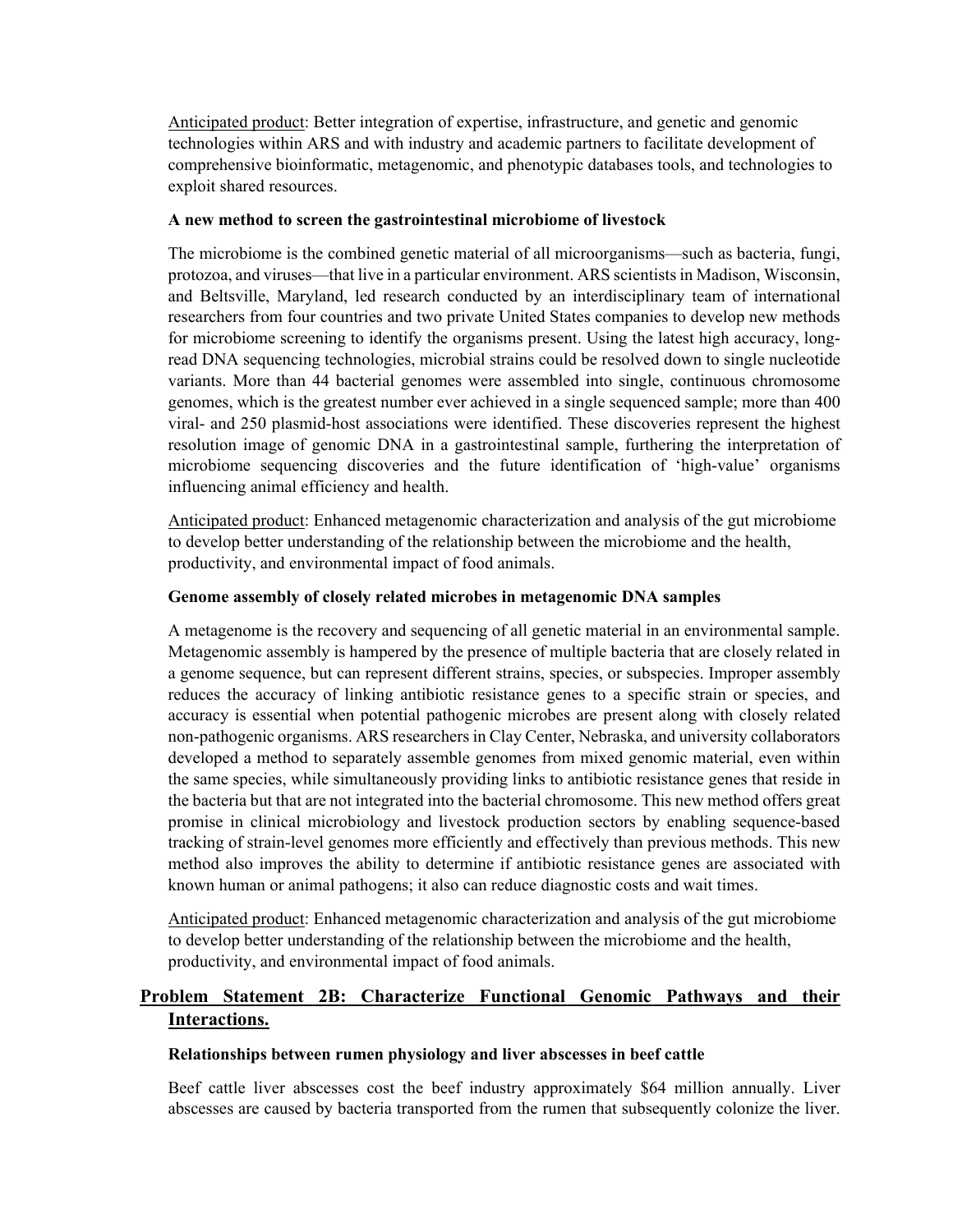Anticipated product: Better integration of expertise, infrastructure, and genetic and genomic technologies within ARS and with industry and academic partners to facilitate development of comprehensive bioinformatic, metagenomic, and phenotypic databases tools, and technologies to exploit shared resources.

**A new method to screen the gastrointestinal microbiome of livestock**

The microbiome is the combined genetic material of all microorganisms—such as bacteria, fungi, protozoa, and viruses—that live in a particular environment. ARS scientists in Madison, Wisconsin, and Beltsville, Maryland, led research conducted by an interdisciplinary team of international researchers from four countries and two private United States companies to develop new methods for microbiome screening to identify the organisms present. Using the latest high accuracy, long-read DNA sequencing technologies, microbial strains could be resolved down to single nucleotide variants. More than 44 bacterial genomes were assembled into single, continuous chromosome genomes, which is the greatest number ever achieved in a single sequenced sample; more than 400 viral- and 250 plasmid-host associations were identified. These discoveries represent the highest resolution image of genomic DNA in a gastrointestinal sample, furthering the interpretation of microbiome sequencing discoveries and the future identification of 'high-value' organisms influencing animal efficiency and health.

Anticipated product: Enhanced metagenomic characterization and analysis of the gut microbiome to develop better understanding of the relationship between the microbiome and the health, productivity, and environmental impact of food animals.

**Genome assembly of closely related microbes in metagenomic DNA samples**

A metagenome is the recovery and sequencing of all genetic material in an environmental sample. Metagenomic assembly is hampered by the presence of multiple bacteria that are closely related in a genome sequence, but can represent different strains, species, or subspecies. Improper assembly reduces the accuracy of linking antibiotic resistance genes to a specific strain or species, and accuracy is essential when potential pathogenic microbes are present along with closely related non-pathogenic organisms. ARS researchers in Clay Center, Nebraska, and university collaborators developed a method to separately assemble genomes from mixed genomic material, even within the same species, while simultaneously providing links to antibiotic resistance genes that reside in the bacteria but that are not integrated into the bacterial chromosome. This new method offers great promise in clinical microbiology and livestock production sectors by enabling sequence-based tracking of strain-level genomes more efficiently and effectively than previous methods. This new method also improves the ability to determine if antibiotic resistance genes are associated with known human or animal pathogens; it also can reduce diagnostic costs and wait times.

Anticipated product: Enhanced metagenomic characterization and analysis of the gut microbiome to develop better understanding of the relationship between the microbiome and the health, productivity, and environmental impact of food animals.

## Problem Statement 2B: Characterize Functional Genomic Pathways and their Interactions.

**Relationships between rumen physiology and liver abscesses in beef cattle**

Beef cattle liver abscesses cost the beef industry approximately $64 million annually. Liver abscesses are caused by bacteria transported from the rumen that subsequently colonize the liver.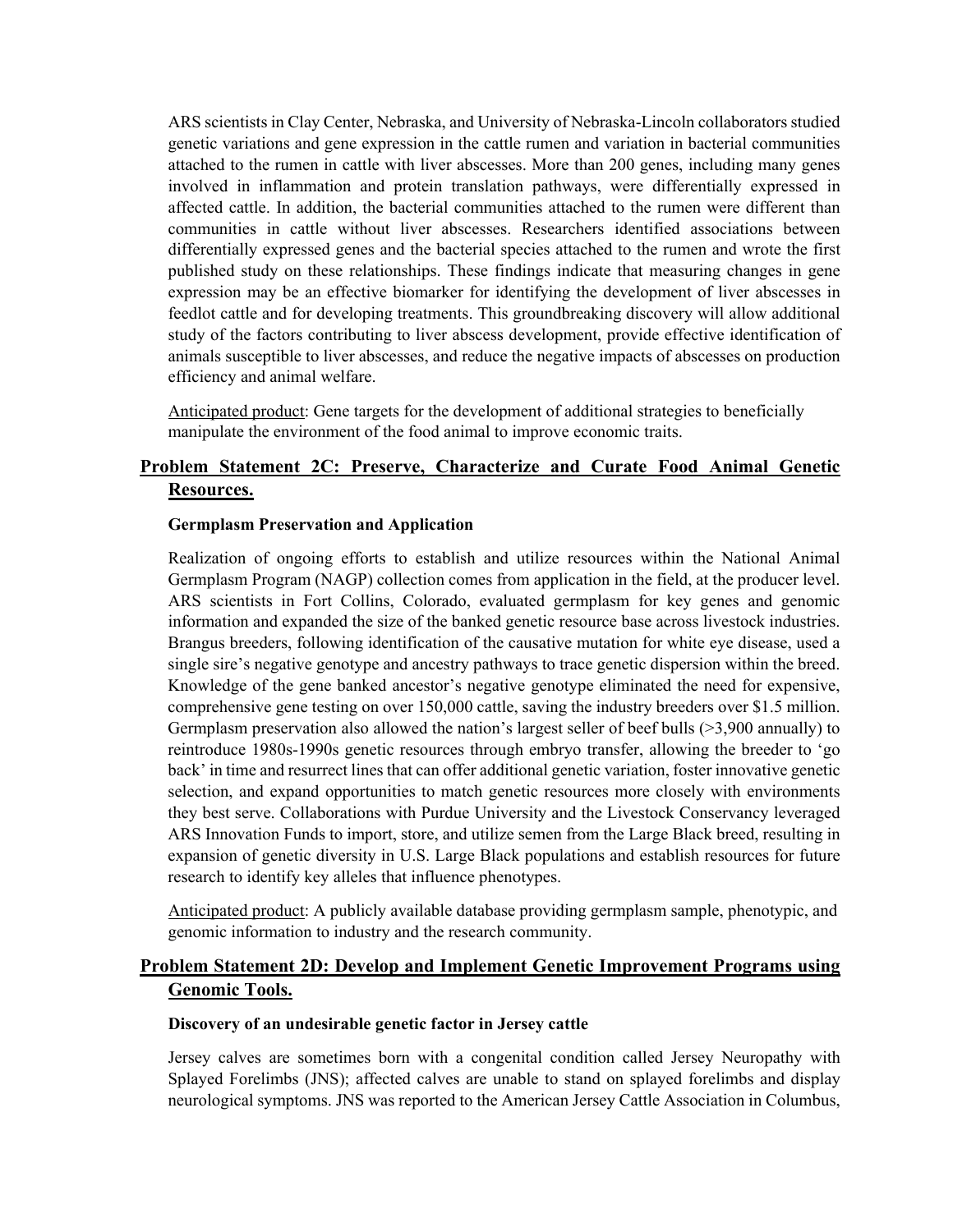ARS scientists in Clay Center, Nebraska, and University of Nebraska-Lincoln collaborators studied genetic variations and gene expression in the cattle rumen and variation in bacterial communities attached to the rumen in cattle with liver abscesses. More than 200 genes, including many genes involved in inflammation and protein translation pathways, were differentially expressed in affected cattle. In addition, the bacterial communities attached to the rumen were different than communities in cattle without liver abscesses. Researchers identified associations between differentially expressed genes and the bacterial species attached to the rumen and wrote the first published study on these relationships. These findings indicate that measuring changes in gene expression may be an effective biomarker for identifying the development of liver abscesses in feedlot cattle and for developing treatments. This groundbreaking discovery will allow additional study of the factors contributing to liver abscess development, provide effective identification of animals susceptible to liver abscesses, and reduce the negative impacts of abscesses on production efficiency and animal welfare.

Anticipated product: Gene targets for the development of additional strategies to beneficially manipulate the environment of the food animal to improve economic traits.

## Problem Statement 2C: Preserve, Characterize and Curate Food Animal Genetic Resources.

**Germplasm Preservation and Application**

Realization of ongoing efforts to establish and utilize resources within the National Animal Germplasm Program (NAGP) collection comes from application in the field, at the producer level. ARS scientists in Fort Collins, Colorado, evaluated germplasm for key genes and genomic information and expanded the size of the banked genetic resource base across livestock industries. Brangus breeders, following identification of the causative mutation for white eye disease, used a single sire's negative genotype and ancestry pathways to trace genetic dispersion within the breed. Knowledge of the gene banked ancestor's negative genotype eliminated the need for expensive, comprehensive gene testing on over 150,000 cattle, saving the industry breeders over $1.5 million. Germplasm preservation also allowed the nation's largest seller of beef bulls (>3,900 annually) to reintroduce 1980s-1990s genetic resources through embryo transfer, allowing the breeder to 'go back' in time and resurrect lines that can offer additional genetic variation, foster innovative genetic selection, and expand opportunities to match genetic resources more closely with environments they best serve. Collaborations with Purdue University and the Livestock Conservancy leveraged ARS Innovation Funds to import, store, and utilize semen from the Large Black breed, resulting in expansion of genetic diversity in U.S. Large Black populations and establish resources for future research to identify key alleles that influence phenotypes.

Anticipated product: A publicly available database providing germplasm sample, phenotypic, and genomic information to industry and the research community.

## Problem Statement 2D: Develop and Implement Genetic Improvement Programs using Genomic Tools.

**Discovery of an undesirable genetic factor in Jersey cattle**

Jersey calves are sometimes born with a congenital condition called Jersey Neuropathy with Splayed Forelimbs (JNS); affected calves are unable to stand on splayed forelimbs and display neurological symptoms. JNS was reported to the American Jersey Cattle Association in Columbus,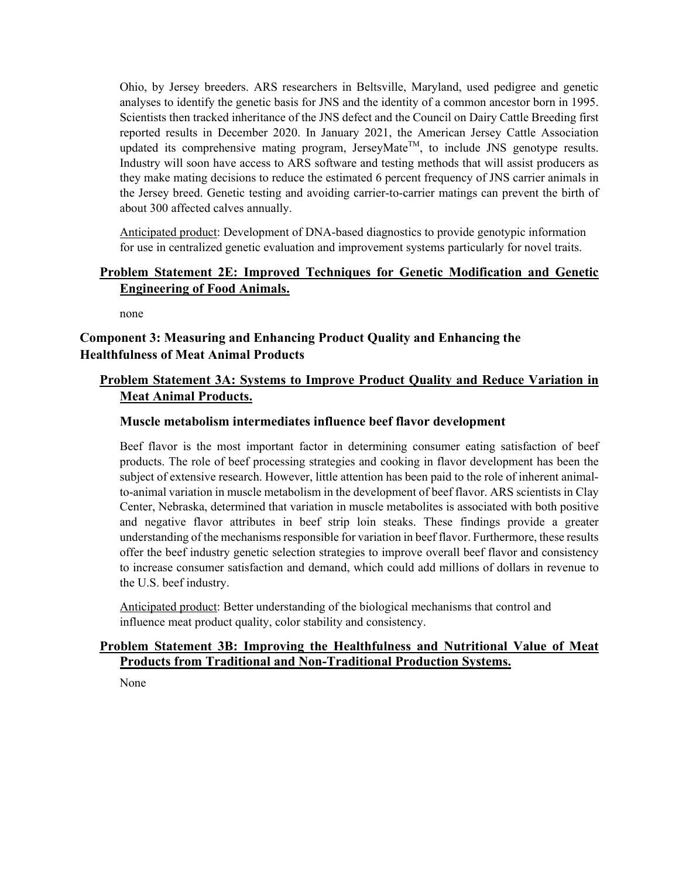Ohio, by Jersey breeders. ARS researchers in Beltsville, Maryland, used pedigree and genetic analyses to identify the genetic basis for JNS and the identity of a common ancestor born in 1995. Scientists then tracked inheritance of the JNS defect and the Council on Dairy Cattle Breeding first reported results in December 2020. In January 2021, the American Jersey Cattle Association updated its comprehensive mating program, JerseyMate™, to include JNS genotype results. Industry will soon have access to ARS software and testing methods that will assist producers as they make mating decisions to reduce the estimated 6 percent frequency of JNS carrier animals in the Jersey breed. Genetic testing and avoiding carrier-to-carrier matings can prevent the birth of about 300 affected calves annually.

Anticipated product: Development of DNA-based diagnostics to provide genotypic information for use in centralized genetic evaluation and improvement systems particularly for novel traits.

### Problem Statement 2E: Improved Techniques for Genetic Modification and Genetic Engineering of Food Animals.

none

## Component 3: Measuring and Enhancing Product Quality and Enhancing the Healthfulness of Meat Animal Products

### Problem Statement 3A: Systems to Improve Product Quality and Reduce Variation in Meat Animal Products.

#### Muscle metabolism intermediates influence beef flavor development

Beef flavor is the most important factor in determining consumer eating satisfaction of beef products. The role of beef processing strategies and cooking in flavor development has been the subject of extensive research. However, little attention has been paid to the role of inherent animal-to-animal variation in muscle metabolism in the development of beef flavor. ARS scientists in Clay Center, Nebraska, determined that variation in muscle metabolites is associated with both positive and negative flavor attributes in beef strip loin steaks. These findings provide a greater understanding of the mechanisms responsible for variation in beef flavor. Furthermore, these results offer the beef industry genetic selection strategies to improve overall beef flavor and consistency to increase consumer satisfaction and demand, which could add millions of dollars in revenue to the U.S. beef industry.

Anticipated product: Better understanding of the biological mechanisms that control and influence meat product quality, color stability and consistency.

### Problem Statement 3B: Improving the Healthfulness and Nutritional Value of Meat Products from Traditional and Non-Traditional Production Systems.

None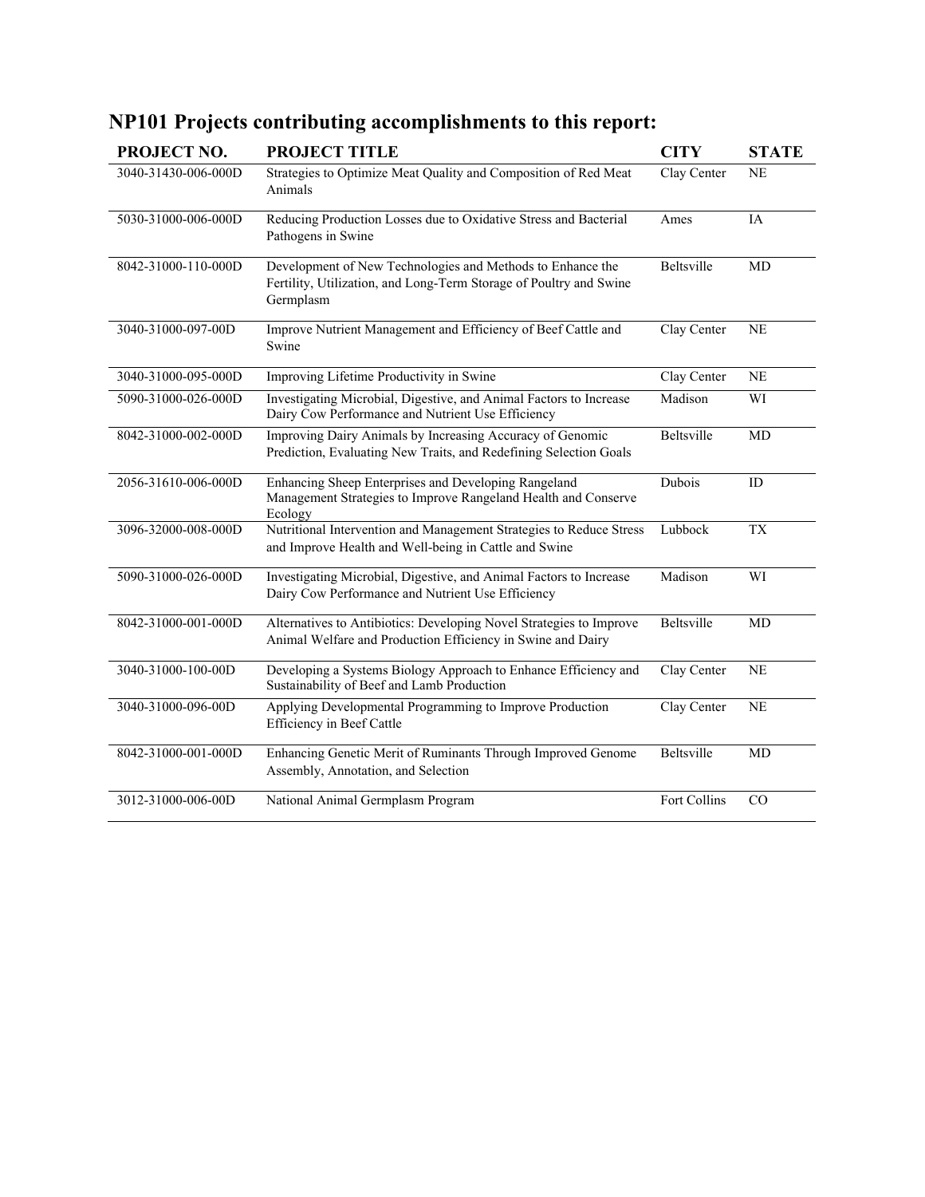## NP101 Projects contributing accomplishments to this report:

| PROJECT NO. | PROJECT TITLE | CITY | STATE |
|---|---|---|---|
| 3040-31430-006-000D | Strategies to Optimize Meat Quality and Composition of Red Meat Animals | Clay Center | NE |
| 5030-31000-006-000D | Reducing Production Losses due to Oxidative Stress and Bacterial Pathogens in Swine | Ames | IA |
| 8042-31000-110-000D | Development of New Technologies and Methods to Enhance the Fertility, Utilization, and Long-Term Storage of Poultry and Swine Germplasm | Beltsville | MD |
| 3040-31000-097-00D | Improve Nutrient Management and Efficiency of Beef Cattle and Swine | Clay Center | NE |
| 3040-31000-095-000D | Improving Lifetime Productivity in Swine | Clay Center | NE |
| 5090-31000-026-000D | Investigating Microbial, Digestive, and Animal Factors to Increase Dairy Cow Performance and Nutrient Use Efficiency | Madison | WI |
| 8042-31000-002-000D | Improving Dairy Animals by Increasing Accuracy of Genomic Prediction, Evaluating New Traits, and Redefining Selection Goals | Beltsville | MD |
| 2056-31610-006-000D | Enhancing Sheep Enterprises and Developing Rangeland Management Strategies to Improve Rangeland Health and Conserve Ecology | Dubois | ID |
| 3096-32000-008-000D | Nutritional Intervention and Management Strategies to Reduce Stress and Improve Health and Well-being in Cattle and Swine | Lubbock | TX |
| 5090-31000-026-000D | Investigating Microbial, Digestive, and Animal Factors to Increase Dairy Cow Performance and Nutrient Use Efficiency | Madison | WI |
| 8042-31000-001-000D | Alternatives to Antibiotics: Developing Novel Strategies to Improve Animal Welfare and Production Efficiency in Swine and Dairy | Beltsville | MD |
| 3040-31000-100-00D | Developing a Systems Biology Approach to Enhance Efficiency and Sustainability of Beef and Lamb Production | Clay Center | NE |
| 3040-31000-096-00D | Applying Developmental Programming to Improve Production Efficiency in Beef Cattle | Clay Center | NE |
| 8042-31000-001-000D | Enhancing Genetic Merit of Ruminants Through Improved Genome Assembly, Annotation, and Selection | Beltsville | MD |
| 3012-31000-006-00D | National Animal Germplasm Program | Fort Collins | CO |